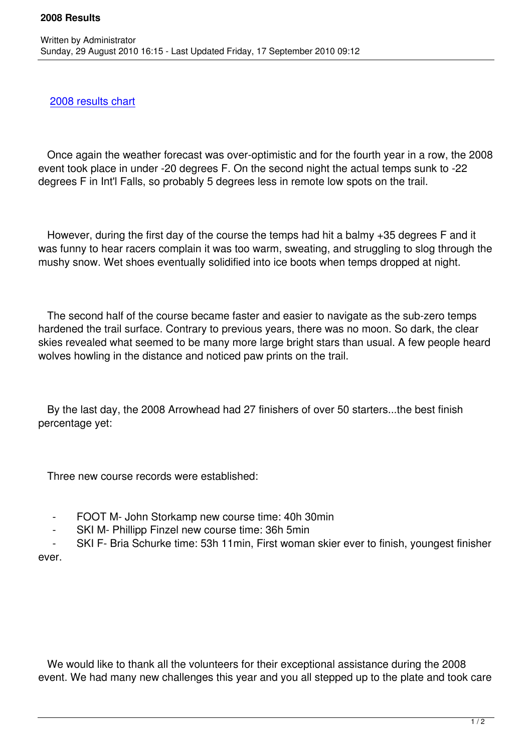# 2008 Results

Written by Administrator
Sunday, 29 August 2010 16:15 - Last Updated Friday, 17 September 2010 09:12

2008 results chart

Once again the weather forecast was over-optimistic and for the fourth year in a row, the 2008 event took place in under -20 degrees F. On the second night the actual temps sunk to -22 degrees F in Int'l Falls, so probably 5 degrees less in remote low spots on the trail.

However, during the first day of the course the temps had hit a balmy +35 degrees F and it was funny to hear racers complain it was too warm, sweating, and struggling to slog through the mushy snow. Wet shoes eventually solidified into ice boots when temps dropped at night.

The second half of the course became faster and easier to navigate as the sub-zero temps hardened the trail surface. Contrary to previous years, there was no moon. So dark, the clear skies revealed what seemed to be many more large bright stars than usual. A few people heard wolves howling in the distance and noticed paw prints on the trail.

By the last day, the 2008 Arrowhead had 27 finishers of over 50 starters...the best finish percentage yet:

Three new course records were established:

- FOOT M- John Storkamp new course time: 40h 30min
- SKI M- Phillipp Finzel new course time: 36h 5min
- SKI F- Bria Schurke time: 53h 11min, First woman skier ever to finish, youngest finisher ever.

We would like to thank all the volunteers for their exceptional assistance during the 2008 event. We had many new challenges this year and you all stepped up to the plate and took care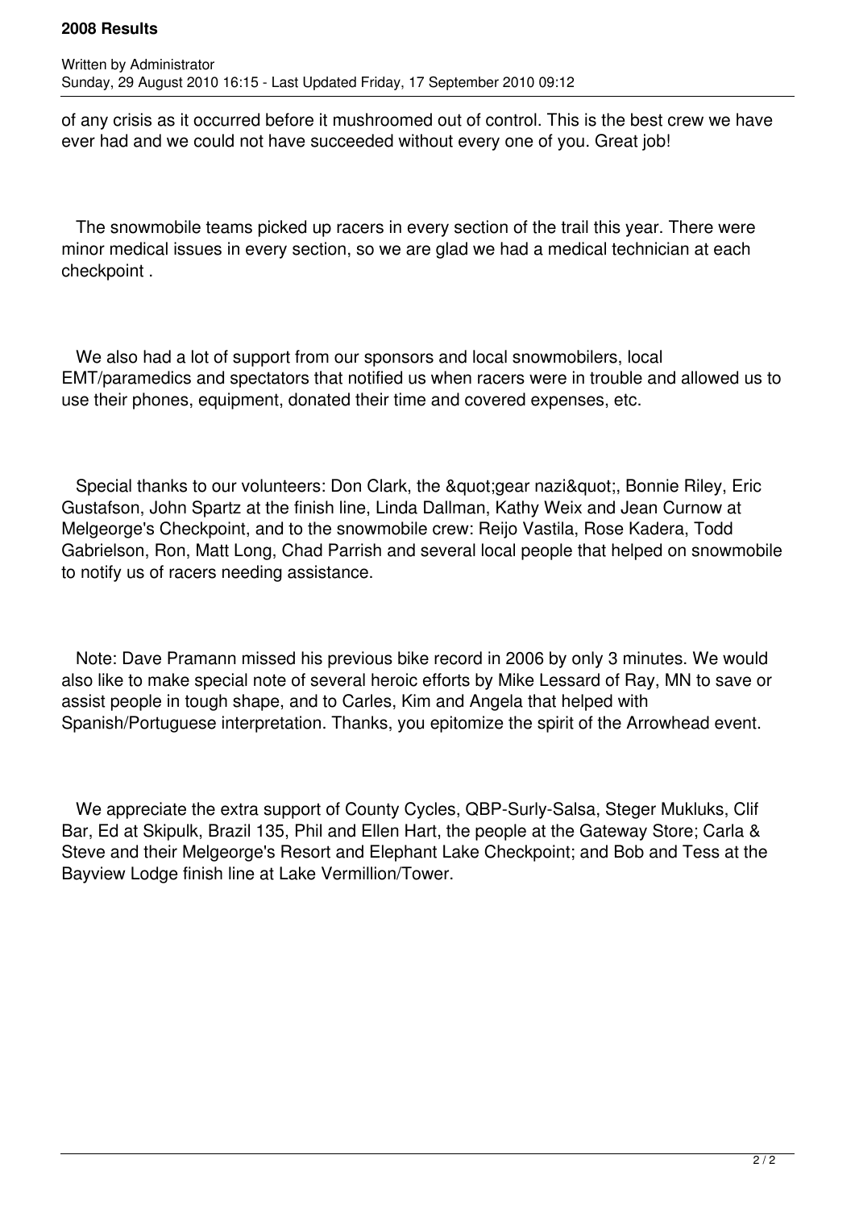of any crisis as it occurred before it mushroomed out of control. This is the best crew we have ever had and we could not have succeeded without every one of you. Great job!

The snowmobile teams picked up racers in every section of the trail this year. There were minor medical issues in every section, so we are glad we had a medical technician at each checkpoint .

We also had a lot of support from our sponsors and local snowmobilers, local EMT/paramedics and spectators that notified us when racers were in trouble and allowed us to use their phones, equipment, donated their time and covered expenses, etc.

Special thanks to our volunteers: Don Clark, the &quot;gear nazi&quot;, Bonnie Riley, Eric Gustafson, John Spartz at the finish line, Linda Dallman, Kathy Weix and Jean Curnow at Melgeorge's Checkpoint, and to the snowmobile crew: Reijo Vastila, Rose Kadera, Todd Gabrielson, Ron, Matt Long, Chad Parrish and several local people that helped on snowmobile to notify us of racers needing assistance.

Note: Dave Pramann missed his previous bike record in 2006 by only 3 minutes. We would also like to make special note of several heroic efforts by Mike Lessard of Ray, MN to save or assist people in tough shape, and to Carles, Kim and Angela that helped with Spanish/Portuguese interpretation. Thanks, you epitomize the spirit of the Arrowhead event.

We appreciate the extra support of County Cycles, QBP-Surly-Salsa, Steger Mukluks, Clif Bar, Ed at Skipulk, Brazil 135, Phil and Ellen Hart, the people at the Gateway Store; Carla & Steve and their Melgeorge's Resort and Elephant Lake Checkpoint; and Bob and Tess at the Bayview Lodge finish line at Lake Vermillion/Tower.